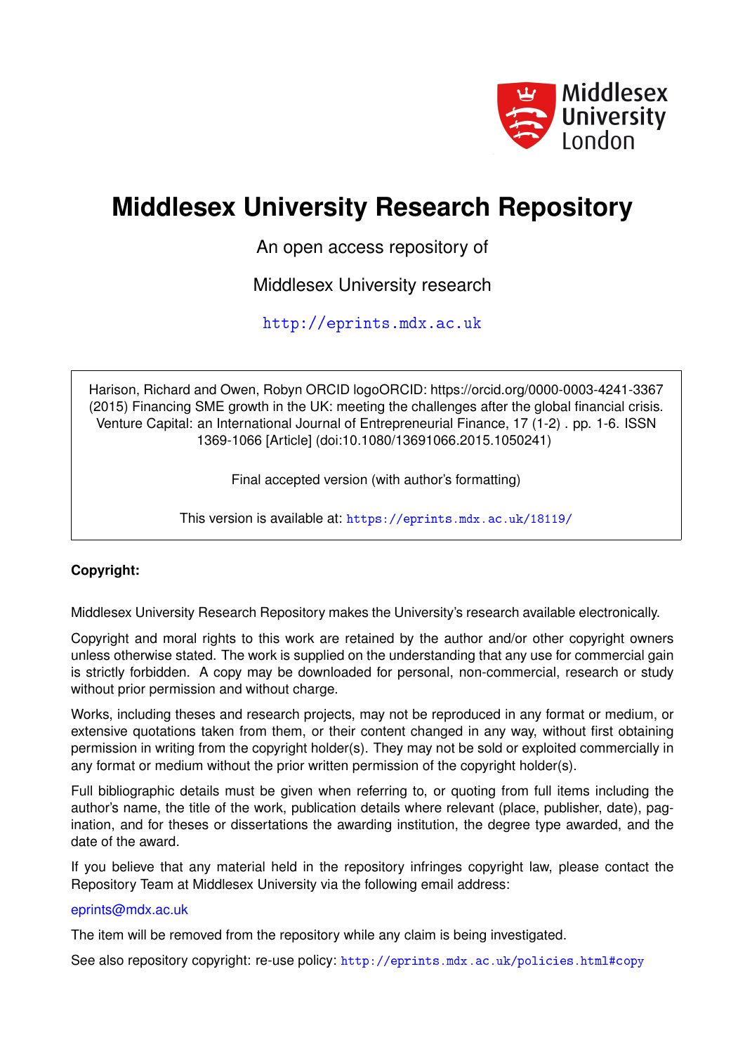Middlesex University London

# Middlesex University Research Repository

An open access repository of

Middlesex University research

http://eprints.mdx.ac.uk

Harison, Richard and Owen, Robyn ORCID logoORCID: https://orcid.org/0000-0003-4241-3367 (2015) Financing SME growth in the UK: meeting the challenges after the global financial crisis. Venture Capital: an International Journal of Entrepreneurial Finance, 17 (1-2) . pp. 1-6. ISSN 1369-1066 [Article] (doi:10.1080/13691066.2015.1050241)

Final accepted version (with author's formatting)

This version is available at: https://eprints.mdx.ac.uk/18119/

**Copyright:**

Middlesex University Research Repository makes the University's research available electronically.

Copyright and moral rights to this work are retained by the author and/or other copyright owners unless otherwise stated. The work is supplied on the understanding that any use for commercial gain is strictly forbidden. A copy may be downloaded for personal, non-commercial, research or study without prior permission and without charge.

Works, including theses and research projects, may not be reproduced in any format or medium, or extensive quotations taken from them, or their content changed in any way, without first obtaining permission in writing from the copyright holder(s). They may not be sold or exploited commercially in any format or medium without the prior written permission of the copyright holder(s).

Full bibliographic details must be given when referring to, or quoting from full items including the author's name, the title of the work, publication details where relevant (place, publisher, date), pagination, and for theses or dissertations the awarding institution, the degree type awarded, and the date of the award.

If you believe that any material held in the repository infringes copyright law, please contact the Repository Team at Middlesex University via the following email address:

eprints@mdx.ac.uk

The item will be removed from the repository while any claim is being investigated.

See also repository copyright: re-use policy: http://eprints.mdx.ac.uk/policies.html#copy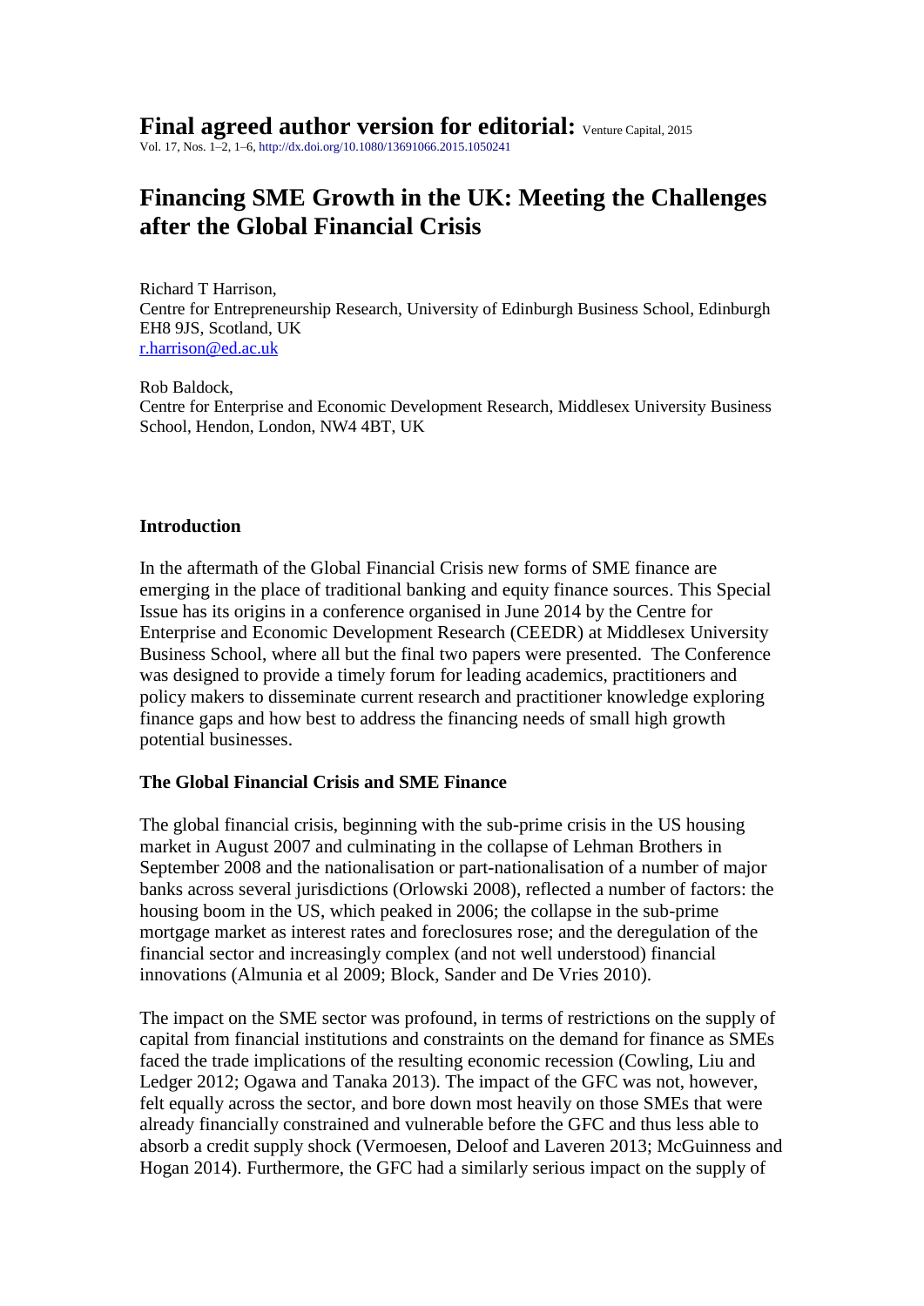**Final agreed author version for editorial:** Venture Capital, 2015
Vol. 17, Nos. 1–2, 1–6, http://dx.doi.org/10.1080/13691066.2015.1050241

# Financing SME Growth in the UK: Meeting the Challenges after the Global Financial Crisis

Richard T Harrison,
Centre for Entrepreneurship Research, University of Edinburgh Business School, Edinburgh EH8 9JS, Scotland, UK
r.harrison@ed.ac.uk

Rob Baldock,
Centre for Enterprise and Economic Development Research, Middlesex University Business School, Hendon, London, NW4 4BT, UK

## Introduction

In the aftermath of the Global Financial Crisis new forms of SME finance are emerging in the place of traditional banking and equity finance sources. This Special Issue has its origins in a conference organised in June 2014 by the Centre for Enterprise and Economic Development Research (CEEDR) at Middlesex University Business School, where all but the final two papers were presented. The Conference was designed to provide a timely forum for leading academics, practitioners and policy makers to disseminate current research and practitioner knowledge exploring finance gaps and how best to address the financing needs of small high growth potential businesses.

## The Global Financial Crisis and SME Finance

The global financial crisis, beginning with the sub-prime crisis in the US housing market in August 2007 and culminating in the collapse of Lehman Brothers in September 2008 and the nationalisation or part-nationalisation of a number of major banks across several jurisdictions (Orlowski 2008), reflected a number of factors: the housing boom in the US, which peaked in 2006; the collapse in the sub-prime mortgage market as interest rates and foreclosures rose; and the deregulation of the financial sector and increasingly complex (and not well understood) financial innovations (Almunia et al 2009; Block, Sander and De Vries 2010).

The impact on the SME sector was profound, in terms of restrictions on the supply of capital from financial institutions and constraints on the demand for finance as SMEs faced the trade implications of the resulting economic recession (Cowling, Liu and Ledger 2012; Ogawa and Tanaka 2013). The impact of the GFC was not, however, felt equally across the sector, and bore down most heavily on those SMEs that were already financially constrained and vulnerable before the GFC and thus less able to absorb a credit supply shock (Vermoesen, Deloof and Laveren 2013; McGuinness and Hogan 2014). Furthermore, the GFC had a similarly serious impact on the supply of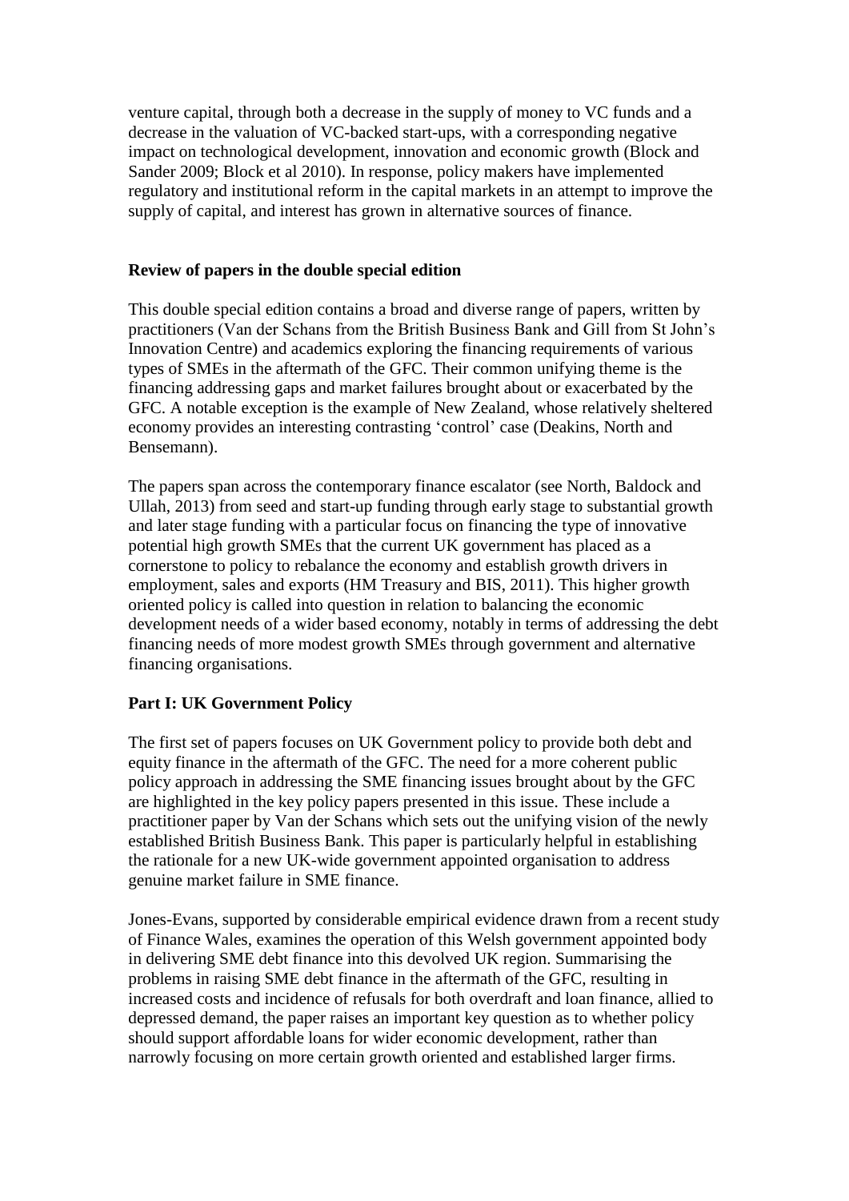venture capital, through both a decrease in the supply of money to VC funds and a decrease in the valuation of VC-backed start-ups, with a corresponding negative impact on technological development, innovation and economic growth (Block and Sander 2009; Block et al 2010). In response, policy makers have implemented regulatory and institutional reform in the capital markets in an attempt to improve the supply of capital, and interest has grown in alternative sources of finance.

## Review of papers in the double special edition

This double special edition contains a broad and diverse range of papers, written by practitioners (Van der Schans from the British Business Bank and Gill from St John's Innovation Centre) and academics exploring the financing requirements of various types of SMEs in the aftermath of the GFC. Their common unifying theme is the financing addressing gaps and market failures brought about or exacerbated by the GFC. A notable exception is the example of New Zealand, whose relatively sheltered economy provides an interesting contrasting 'control' case (Deakins, North and Bensemann).

The papers span across the contemporary finance escalator (see North, Baldock and Ullah, 2013) from seed and start-up funding through early stage to substantial growth and later stage funding with a particular focus on financing the type of innovative potential high growth SMEs that the current UK government has placed as a cornerstone to policy to rebalance the economy and establish growth drivers in employment, sales and exports (HM Treasury and BIS, 2011). This higher growth oriented policy is called into question in relation to balancing the economic development needs of a wider based economy, notably in terms of addressing the debt financing needs of more modest growth SMEs through government and alternative financing organisations.

### Part I: UK Government Policy

The first set of papers focuses on UK Government policy to provide both debt and equity finance in the aftermath of the GFC. The need for a more coherent public policy approach in addressing the SME financing issues brought about by the GFC are highlighted in the key policy papers presented in this issue. These include a practitioner paper by Van der Schans which sets out the unifying vision of the newly established British Business Bank. This paper is particularly helpful in establishing the rationale for a new UK-wide government appointed organisation to address genuine market failure in SME finance.

Jones-Evans, supported by considerable empirical evidence drawn from a recent study of Finance Wales, examines the operation of this Welsh government appointed body in delivering SME debt finance into this devolved UK region. Summarising the problems in raising SME debt finance in the aftermath of the GFC, resulting in increased costs and incidence of refusals for both overdraft and loan finance, allied to depressed demand, the paper raises an important key question as to whether policy should support affordable loans for wider economic development, rather than narrowly focusing on more certain growth oriented and established larger firms.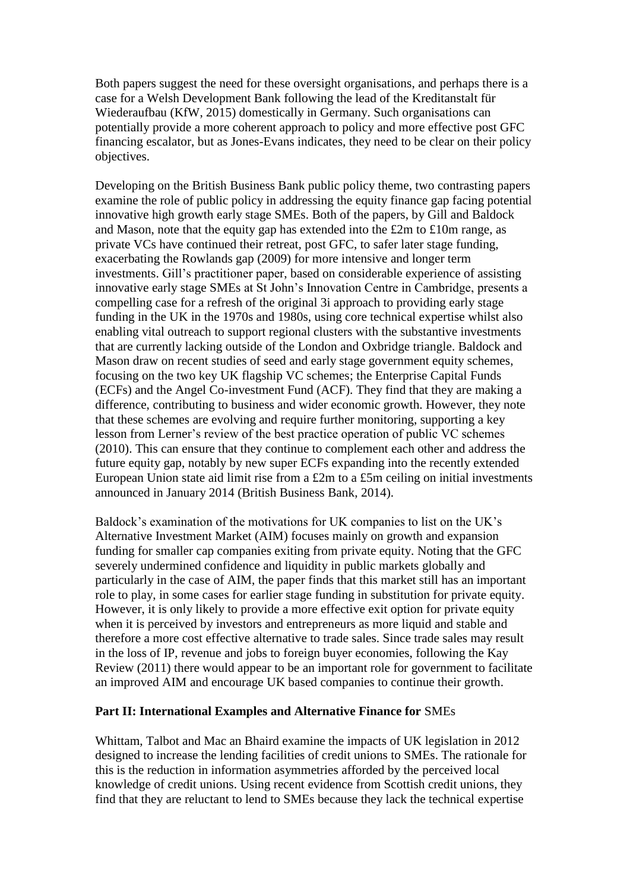Both papers suggest the need for these oversight organisations, and perhaps there is a case for a Welsh Development Bank following the lead of the Kreditanstalt für Wiederaufbau (KfW, 2015) domestically in Germany. Such organisations can potentially provide a more coherent approach to policy and more effective post GFC financing escalator, but as Jones-Evans indicates, they need to be clear on their policy objectives.

Developing on the British Business Bank public policy theme, two contrasting papers examine the role of public policy in addressing the equity finance gap facing potential innovative high growth early stage SMEs. Both of the papers, by Gill and Baldock and Mason, note that the equity gap has extended into the £2m to £10m range, as private VCs have continued their retreat, post GFC, to safer later stage funding, exacerbating the Rowlands gap (2009) for more intensive and longer term investments. Gill's practitioner paper, based on considerable experience of assisting innovative early stage SMEs at St John's Innovation Centre in Cambridge, presents a compelling case for a refresh of the original 3i approach to providing early stage funding in the UK in the 1970s and 1980s, using core technical expertise whilst also enabling vital outreach to support regional clusters with the substantive investments that are currently lacking outside of the London and Oxbridge triangle. Baldock and Mason draw on recent studies of seed and early stage government equity schemes, focusing on the two key UK flagship VC schemes; the Enterprise Capital Funds (ECFs) and the Angel Co-investment Fund (ACF). They find that they are making a difference, contributing to business and wider economic growth. However, they note that these schemes are evolving and require further monitoring, supporting a key lesson from Lerner's review of the best practice operation of public VC schemes (2010). This can ensure that they continue to complement each other and address the future equity gap, notably by new super ECFs expanding into the recently extended European Union state aid limit rise from a £2m to a £5m ceiling on initial investments announced in January 2014 (British Business Bank, 2014).

Baldock's examination of the motivations for UK companies to list on the UK's Alternative Investment Market (AIM) focuses mainly on growth and expansion funding for smaller cap companies exiting from private equity. Noting that the GFC severely undermined confidence and liquidity in public markets globally and particularly in the case of AIM, the paper finds that this market still has an important role to play, in some cases for earlier stage funding in substitution for private equity. However, it is only likely to provide a more effective exit option for private equity when it is perceived by investors and entrepreneurs as more liquid and stable and therefore a more cost effective alternative to trade sales. Since trade sales may result in the loss of IP, revenue and jobs to foreign buyer economies, following the Kay Review (2011) there would appear to be an important role for government to facilitate an improved AIM and encourage UK based companies to continue their growth.

## Part II: International Examples and Alternative Finance for SMEs

Whittam, Talbot and Mac an Bhaird examine the impacts of UK legislation in 2012 designed to increase the lending facilities of credit unions to SMEs. The rationale for this is the reduction in information asymmetries afforded by the perceived local knowledge of credit unions. Using recent evidence from Scottish credit unions, they find that they are reluctant to lend to SMEs because they lack the technical expertise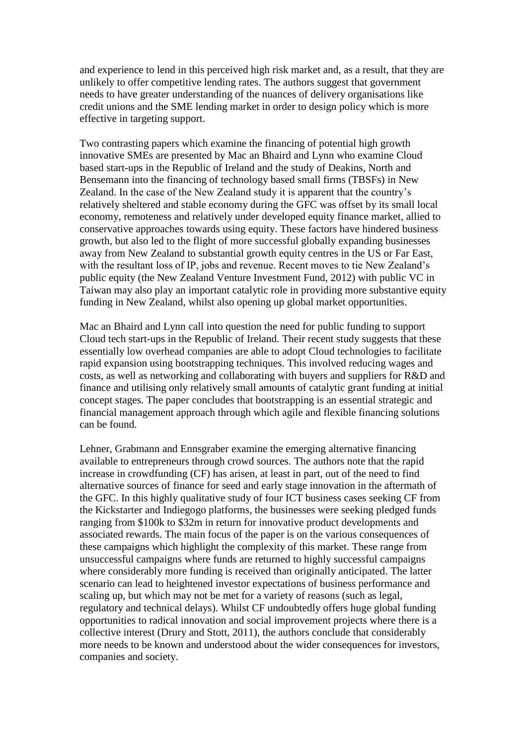and experience to lend in this perceived high risk market and, as a result, that they are unlikely to offer competitive lending rates. The authors suggest that government needs to have greater understanding of the nuances of delivery organisations like credit unions and the SME lending market in order to design policy which is more effective in targeting support.

Two contrasting papers which examine the financing of potential high growth innovative SMEs are presented by Mac an Bhaird and Lynn who examine Cloud based start-ups in the Republic of Ireland and the study of Deakins, North and Bensemann into the financing of technology based small firms (TBSFs) in New Zealand. In the case of the New Zealand study it is apparent that the country's relatively sheltered and stable economy during the GFC was offset by its small local economy, remoteness and relatively under developed equity finance market, allied to conservative approaches towards using equity. These factors have hindered business growth, but also led to the flight of more successful globally expanding businesses away from New Zealand to substantial growth equity centres in the US or Far East, with the resultant loss of IP, jobs and revenue. Recent moves to tie New Zealand's public equity (the New Zealand Venture Investment Fund, 2012) with public VC in Taiwan may also play an important catalytic role in providing more substantive equity funding in New Zealand, whilst also opening up global market opportunities.

Mac an Bhaird and Lynn call into question the need for public funding to support Cloud tech start-ups in the Republic of Ireland. Their recent study suggests that these essentially low overhead companies are able to adopt Cloud technologies to facilitate rapid expansion using bootstrapping techniques. This involved reducing wages and costs, as well as networking and collaborating with buyers and suppliers for R&D and finance and utilising only relatively small amounts of catalytic grant funding at initial concept stages. The paper concludes that bootstrapping is an essential strategic and financial management approach through which agile and flexible financing solutions can be found.

Lehner, Grabmann and Ennsgraber examine the emerging alternative financing available to entrepreneurs through crowd sources. The authors note that the rapid increase in crowdfunding (CF) has arisen, at least in part, out of the need to find alternative sources of finance for seed and early stage innovation in the aftermath of the GFC. In this highly qualitative study of four ICT business cases seeking CF from the Kickstarter and Indiegogo platforms, the businesses were seeking pledged funds ranging from $100k to $32m in return for innovative product developments and associated rewards. The main focus of the paper is on the various consequences of these campaigns which highlight the complexity of this market. These range from unsuccessful campaigns where funds are returned to highly successful campaigns where considerably more funding is received than originally anticipated. The latter scenario can lead to heightened investor expectations of business performance and scaling up, but which may not be met for a variety of reasons (such as legal, regulatory and technical delays). Whilst CF undoubtedly offers huge global funding opportunities to radical innovation and social improvement projects where there is a collective interest (Drury and Stott, 2011), the authors conclude that considerably more needs to be known and understood about the wider consequences for investors, companies and society.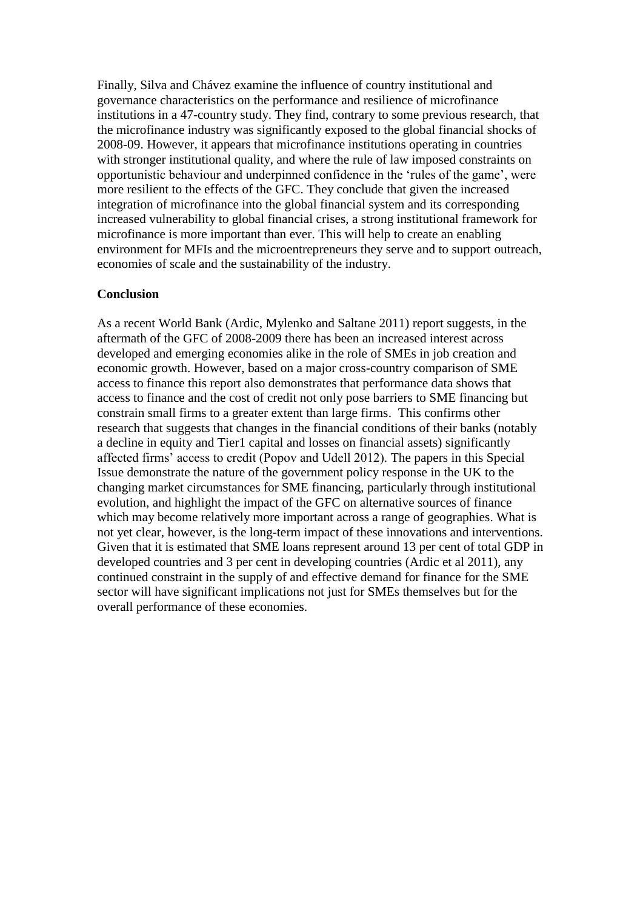Finally, Silva and Chávez examine the influence of country institutional and governance characteristics on the performance and resilience of microfinance institutions in a 47-country study. They find, contrary to some previous research, that the microfinance industry was significantly exposed to the global financial shocks of 2008-09. However, it appears that microfinance institutions operating in countries with stronger institutional quality, and where the rule of law imposed constraints on opportunistic behaviour and underpinned confidence in the 'rules of the game', were more resilient to the effects of the GFC. They conclude that given the increased integration of microfinance into the global financial system and its corresponding increased vulnerability to global financial crises, a strong institutional framework for microfinance is more important than ever. This will help to create an enabling environment for MFIs and the microentrepreneurs they serve and to support outreach, economies of scale and the sustainability of the industry.

**Conclusion**

As a recent World Bank (Ardic, Mylenko and Saltane 2011) report suggests, in the aftermath of the GFC of 2008-2009 there has been an increased interest across developed and emerging economies alike in the role of SMEs in job creation and economic growth. However, based on a major cross-country comparison of SME access to finance this report also demonstrates that performance data shows that access to finance and the cost of credit not only pose barriers to SME financing but constrain small firms to a greater extent than large firms. This confirms other research that suggests that changes in the financial conditions of their banks (notably a decline in equity and Tier1 capital and losses on financial assets) significantly affected firms' access to credit (Popov and Udell 2012). The papers in this Special Issue demonstrate the nature of the government policy response in the UK to the changing market circumstances for SME financing, particularly through institutional evolution, and highlight the impact of the GFC on alternative sources of finance which may become relatively more important across a range of geographies. What is not yet clear, however, is the long-term impact of these innovations and interventions. Given that it is estimated that SME loans represent around 13 per cent of total GDP in developed countries and 3 per cent in developing countries (Ardic et al 2011), any continued constraint in the supply of and effective demand for finance for the SME sector will have significant implications not just for SMEs themselves but for the overall performance of these economies.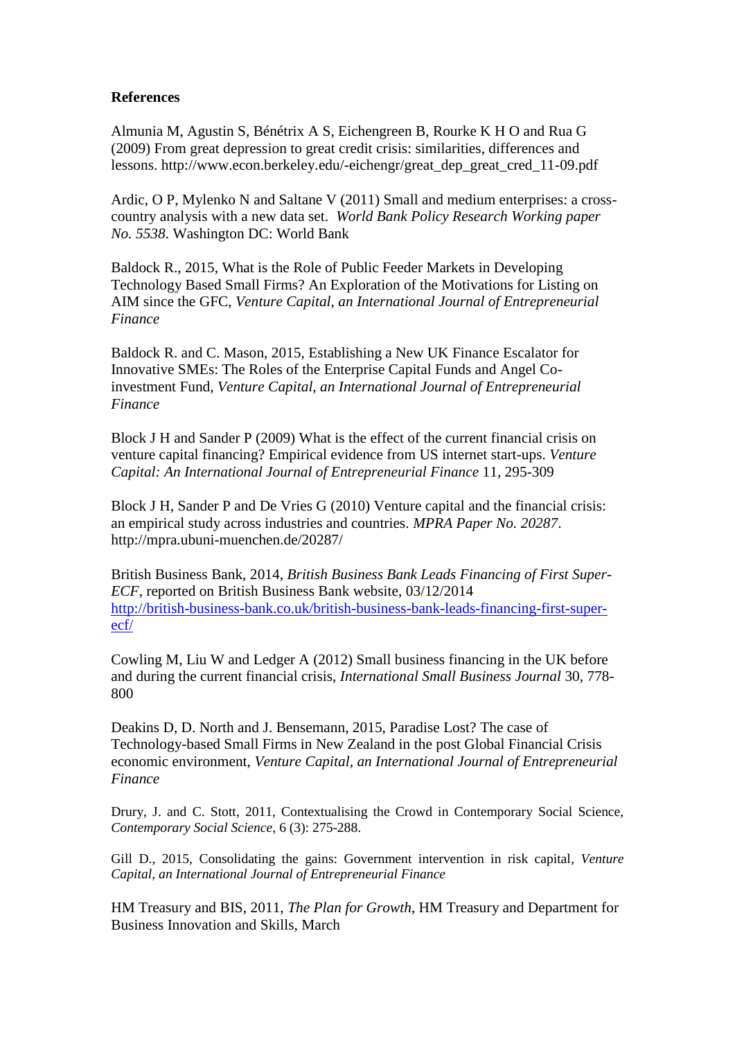**References**

Almunia M, Agustin S, Bénétrix A S, Eichengreen B, Rourke K H O and Rua G (2009) From great depression to great credit crisis: similarities, differences and lessons. http://www.econ.berkeley.edu/-eichengr/great_dep_great_cred_11-09.pdf

Ardic, O P, Mylenko N and Saltane V (2011) Small and medium enterprises: a cross-country analysis with a new data set. *World Bank Policy Research Working paper No. 5538*. Washington DC: World Bank

Baldock R., 2015, What is the Role of Public Feeder Markets in Developing Technology Based Small Firms? An Exploration of the Motivations for Listing on AIM since the GFC, *Venture Capital, an International Journal of Entrepreneurial Finance*

Baldock R. and C. Mason, 2015, Establishing a New UK Finance Escalator for Innovative SMEs: The Roles of the Enterprise Capital Funds and Angel Co-investment Fund, *Venture Capital, an International Journal of Entrepreneurial Finance*

Block J H and Sander P (2009) What is the effect of the current financial crisis on venture capital financing? Empirical evidence from US internet start-ups. *Venture Capital: An International Journal of Entrepreneurial Finance* 11, 295-309

Block J H, Sander P and De Vries G (2010) Venture capital and the financial crisis: an empirical study across industries and countries. *MPRA Paper No. 20287*. http://mpra.ubuni-muenchen.de/20287/

British Business Bank, 2014, *British Business Bank Leads Financing of First Super-ECF*, reported on British Business Bank website, 03/12/2014 http://british-business-bank.co.uk/british-business-bank-leads-financing-first-super-ecf/

Cowling M, Liu W and Ledger A (2012) Small business financing in the UK before and during the current financial crisis, *International Small Business Journal* 30, 778-800

Deakins D, D. North and J. Bensemann, 2015, Paradise Lost? The case of Technology-based Small Firms in New Zealand in the post Global Financial Crisis economic environment, *Venture Capital, an International Journal of Entrepreneurial Finance*

Drury, J. and C. Stott, 2011, Contextualising the Crowd in Contemporary Social Science, *Contemporary Social Science*, 6 (3): 275-288.

Gill D., 2015, Consolidating the gains: Government intervention in risk capital, *Venture Capital, an International Journal of Entrepreneurial Finance*

HM Treasury and BIS, 2011, *The Plan for Growth*, HM Treasury and Department for Business Innovation and Skills, March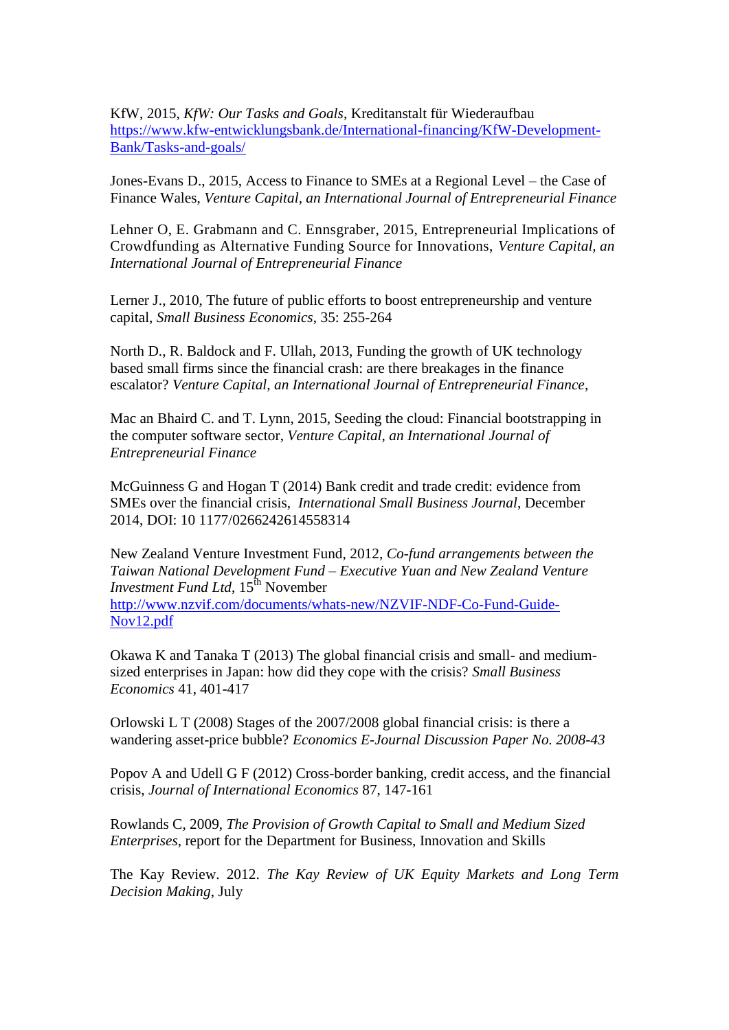KfW, 2015, *KfW: Our Tasks and Goals*, Kreditanstalt für Wiederaufbau https://www.kfw-entwicklungsbank.de/International-financing/KfW-Development-Bank/Tasks-and-goals/

Jones-Evans D., 2015, Access to Finance to SMEs at a Regional Level – the Case of Finance Wales, *Venture Capital, an International Journal of Entrepreneurial Finance*

Lehner O, E. Grabmann and C. Ennsgraber, 2015, Entrepreneurial Implications of Crowdfunding as Alternative Funding Source for Innovations, *Venture Capital, an International Journal of Entrepreneurial Finance*

Lerner J., 2010, The future of public efforts to boost entrepreneurship and venture capital, *Small Business Economics*, 35: 255-264

North D., R. Baldock and F. Ullah, 2013, Funding the growth of UK technology based small firms since the financial crash: are there breakages in the finance escalator? *Venture Capital, an International Journal of Entrepreneurial Finance*,

Mac an Bhaird C. and T. Lynn, 2015, Seeding the cloud: Financial bootstrapping in the computer software sector, *Venture Capital, an International Journal of Entrepreneurial Finance*

McGuinness G and Hogan T (2014) Bank credit and trade credit: evidence from SMEs over the financial crisis, *International Small Business Journal*, December 2014, DOI: 10 1177/0266242614558314

New Zealand Venture Investment Fund, 2012, *Co-fund arrangements between the Taiwan National Development Fund – Executive Yuan and New Zealand Venture Investment Fund Ltd*, 15th November http://www.nzvif.com/documents/whats-new/NZVIF-NDF-Co-Fund-Guide-Nov12.pdf

Okawa K and Tanaka T (2013) The global financial crisis and small- and medium-sized enterprises in Japan: how did they cope with the crisis? *Small Business Economics* 41, 401-417

Orlowski L T (2008) Stages of the 2007/2008 global financial crisis: is there a wandering asset-price bubble? *Economics E-Journal Discussion Paper No. 2008-43*

Popov A and Udell G F (2012) Cross-border banking, credit access, and the financial crisis, *Journal of International Economics* 87, 147-161

Rowlands C, 2009, *The Provision of Growth Capital to Small and Medium Sized Enterprises*, report for the Department for Business, Innovation and Skills

The Kay Review. 2012. *The Kay Review of UK Equity Markets and Long Term Decision Making*, July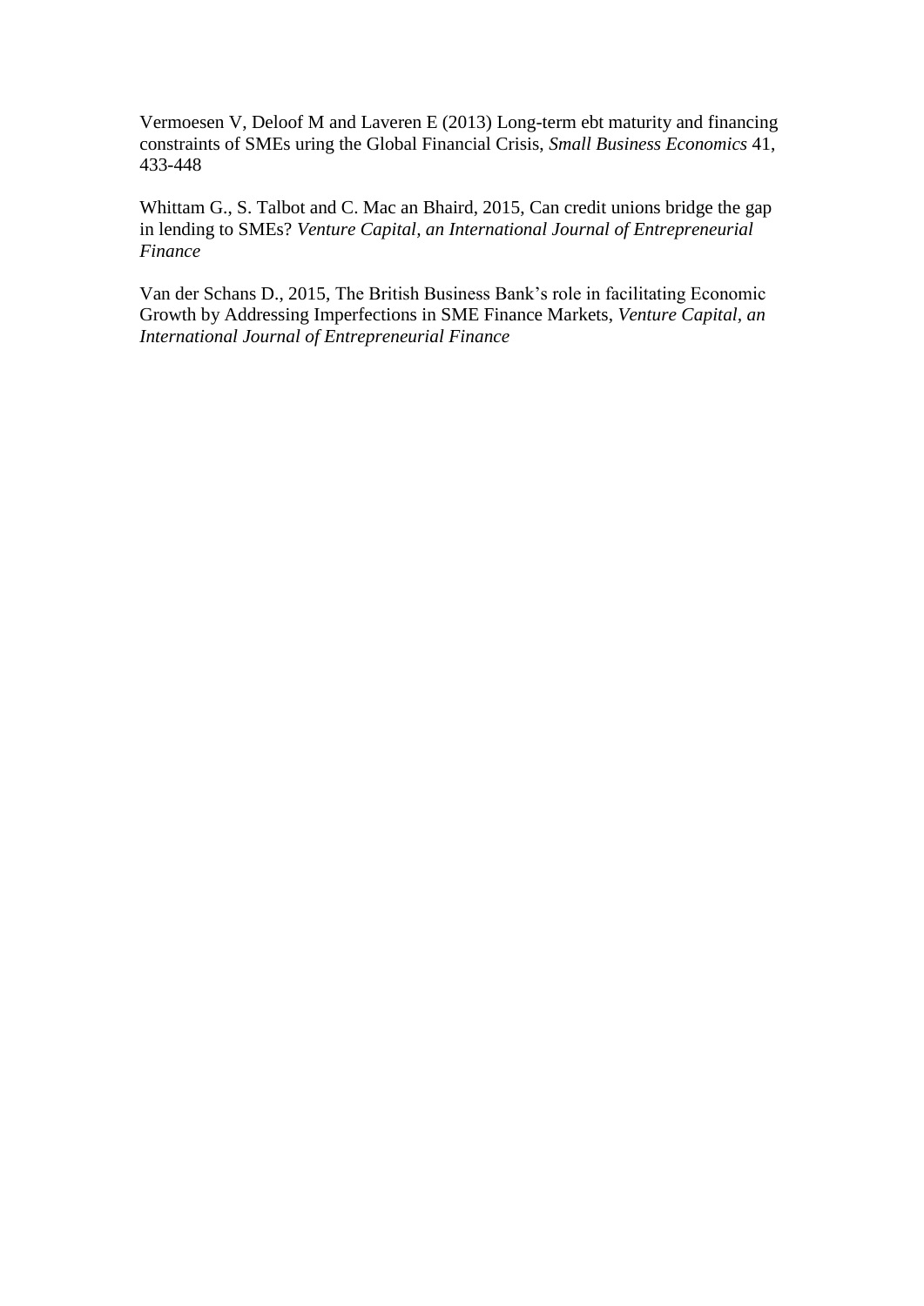Vermoesen V, Deloof M and Laveren E (2013) Long-term ebt maturity and financing constraints of SMEs uring the Global Financial Crisis, *Small Business Economics* 41, 433-448

Whittam G., S. Talbot and C. Mac an Bhaird, 2015, Can credit unions bridge the gap in lending to SMEs? *Venture Capital, an International Journal of Entrepreneurial Finance*

Van der Schans D., 2015, The British Business Bank's role in facilitating Economic Growth by Addressing Imperfections in SME Finance Markets, *Venture Capital, an International Journal of Entrepreneurial Finance*